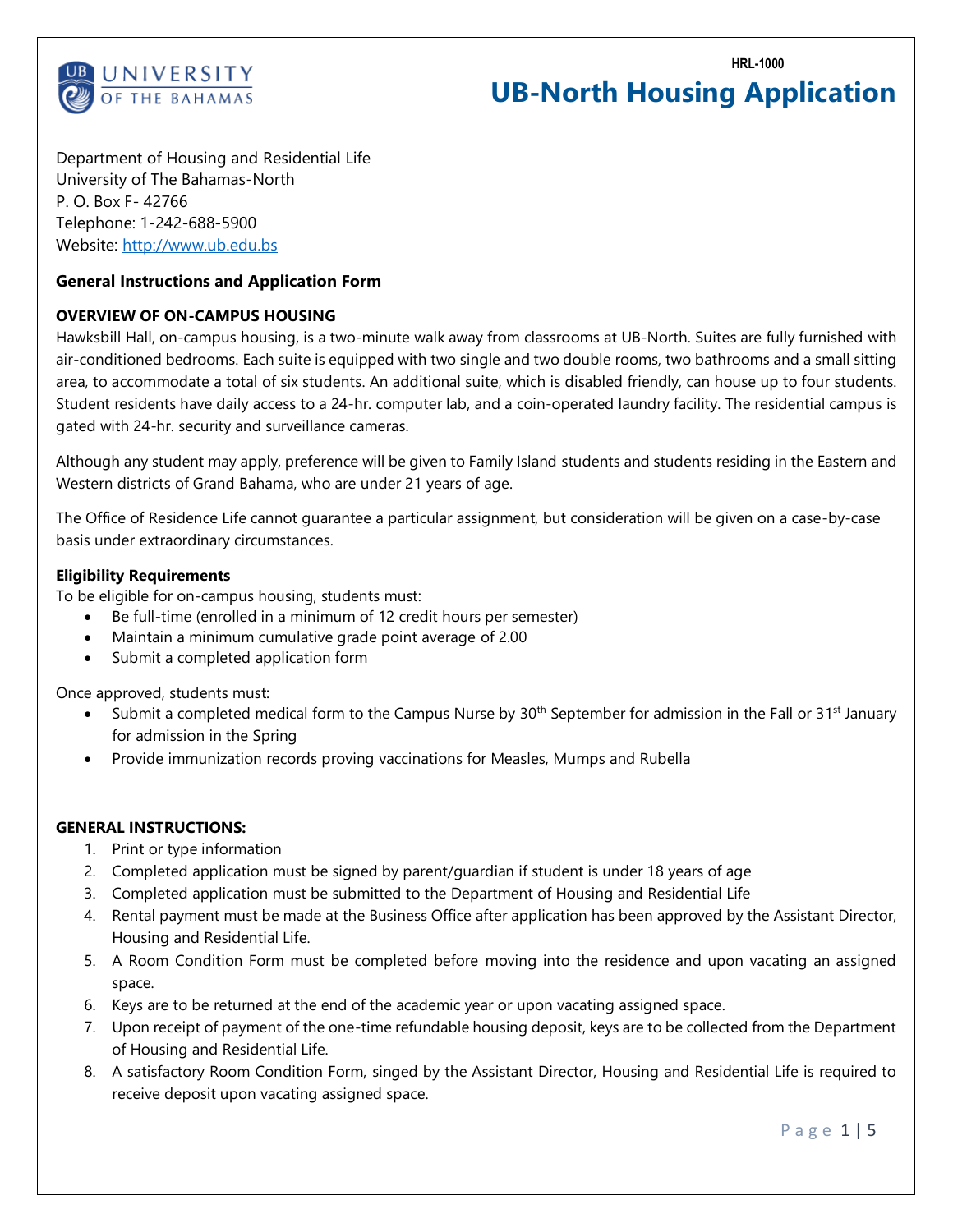HRL-1000

# UB-North Housing Application

Department of Housing and Residential Life
University of The Bahamas-North
P. O. Box F- 42766
Telephone: 1-242-688-5900
Website: http://www.ub.edu.bs

**General Instructions and Application Form**

**OVERVIEW OF ON-CAMPUS HOUSING**

Hawksbill Hall, on-campus housing, is a two-minute walk away from classrooms at UB-North. Suites are fully furnished with air-conditioned bedrooms. Each suite is equipped with two single and two double rooms, two bathrooms and a small sitting area, to accommodate a total of six students. An additional suite, which is disabled friendly, can house up to four students. Student residents have daily access to a 24-hr. computer lab, and a coin-operated laundry facility. The residential campus is gated with 24-hr. security and surveillance cameras.

Although any student may apply, preference will be given to Family Island students and students residing in the Eastern and Western districts of Grand Bahama, who are under 21 years of age.

The Office of Residence Life cannot guarantee a particular assignment, but consideration will be given on a case-by-case basis under extraordinary circumstances.

**Eligibility Requirements**

To be eligible for on-campus housing, students must:

- Be full-time (enrolled in a minimum of 12 credit hours per semester)
- Maintain a minimum cumulative grade point average of 2.00
- Submit a completed application form

Once approved, students must:

- Submit a completed medical form to the Campus Nurse by 30th September for admission in the Fall or 31st January for admission in the Spring
- Provide immunization records proving vaccinations for Measles, Mumps and Rubella

**GENERAL INSTRUCTIONS:**

1. Print or type information
2. Completed application must be signed by parent/guardian if student is under 18 years of age
3. Completed application must be submitted to the Department of Housing and Residential Life
4. Rental payment must be made at the Business Office after application has been approved by the Assistant Director, Housing and Residential Life.
5. A Room Condition Form must be completed before moving into the residence and upon vacating an assigned space.
6. Keys are to be returned at the end of the academic year or upon vacating assigned space.
7. Upon receipt of payment of the one-time refundable housing deposit, keys are to be collected from the Department of Housing and Residential Life.
8. A satisfactory Room Condition Form, singed by the Assistant Director, Housing and Residential Life is required to receive deposit upon vacating assigned space.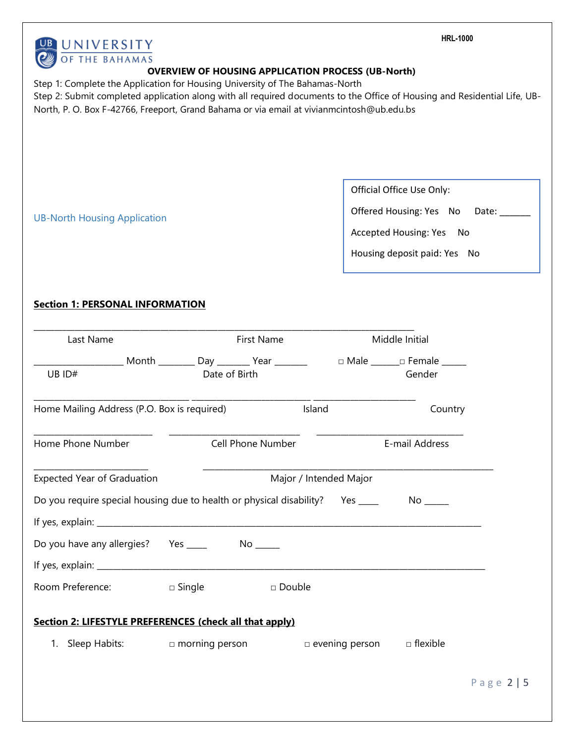HRL-1000

UNIVERSITY OF THE BAHAMAS

**OVERVIEW OF HOUSING APPLICATION PROCESS (UB-North)**

Step 1: Complete the Application for Housing University of The Bahamas-North

Step 2: Submit completed application along with all required documents to the Office of Housing and Residential Life, UB-North, P. O. Box F-42766, Freeport, Grand Bahama or via email at vivianmcintosh@ub.edu.bs

UB-North Housing Application

> Official Office Use Only:
>
> Offered Housing: Yes No Date: _______
>
> Accepted Housing: Yes No
>
> Housing deposit paid: Yes No

**Section 1: PERSONAL INFORMATION**

______________________________________________________________________________________

Last Name First Name Middle Initial

__________________ Month ________ Day _______ Year _______ □ Male ______□ Female _____

UB ID# Date of Birth Gender

________________________________ _________________________ _____________________

Home Mailing Address (P.O. Box is required) Island Country

________________________ ___________________________ ______________________________

Home Phone Number Cell Phone Number E-mail Address

________________________ ____________________________________________________________

Expected Year of Graduation Major / Intended Major

Do you require special housing due to health or physical disability? Yes ____ No _____

If yes, explain: ________________________________________________________________________________

Do you have any allergies? Yes ____ No _____

If yes, explain: ________________________________________________________________________________

Room Preference: □ Single □ Double

**Section 2: LIFESTYLE PREFERENCES (check all that apply)**

1. Sleep Habits: □ morning person □ evening person □ flexible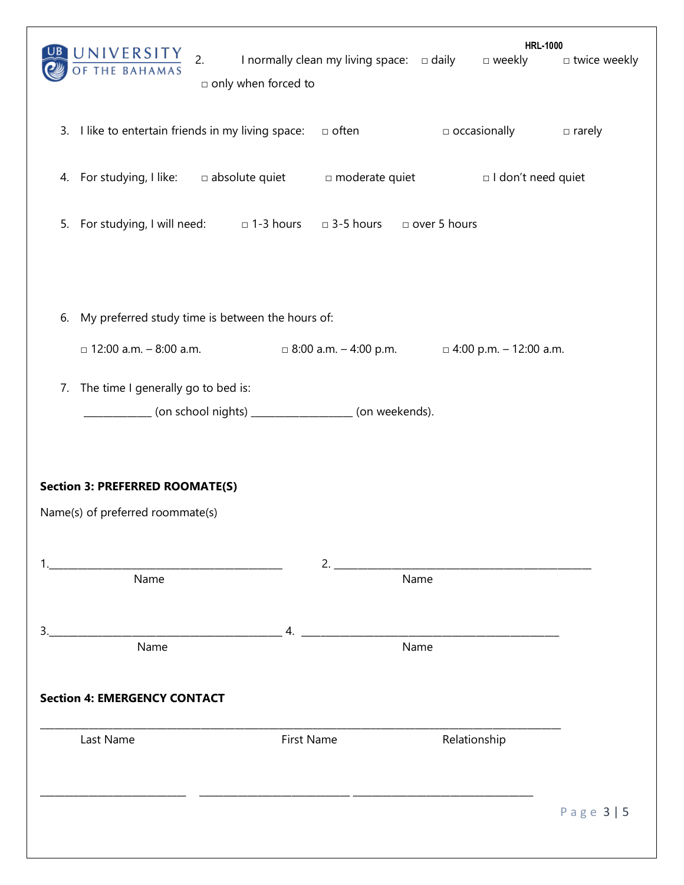HRL-1000

2. I normally clean my living space: □ daily □ weekly □ twice weekly □ only when forced to

3. I like to entertain friends in my living space: □ often □ occasionally □ rarely

4. For studying, I like: □ absolute quiet □ moderate quiet □ I don't need quiet

5. For studying, I will need: □ 1-3 hours □ 3-5 hours □ over 5 hours

6. My preferred study time is between the hours of:

   □ 12:00 a.m. – 8:00 a.m. □ 8:00 a.m. – 4:00 p.m. □ 4:00 p.m. – 12:00 a.m.

7. The time I generally go to bed is:

   ____________ (on school nights) __________________ (on weekends).

**Section 3: PREFERRED ROOMATE(S)**

Name(s) of preferred roommate(s)

1.____________________________________________ 2. ________________________________________________
Name Name

3.____________________________________________ 4. ________________________________________________
Name Name

**Section 4: EMERGENCY CONTACT**

___________________________________________________________________________________________________
Last Name First Name Relationship

___________________________ ____________________________ _________________________________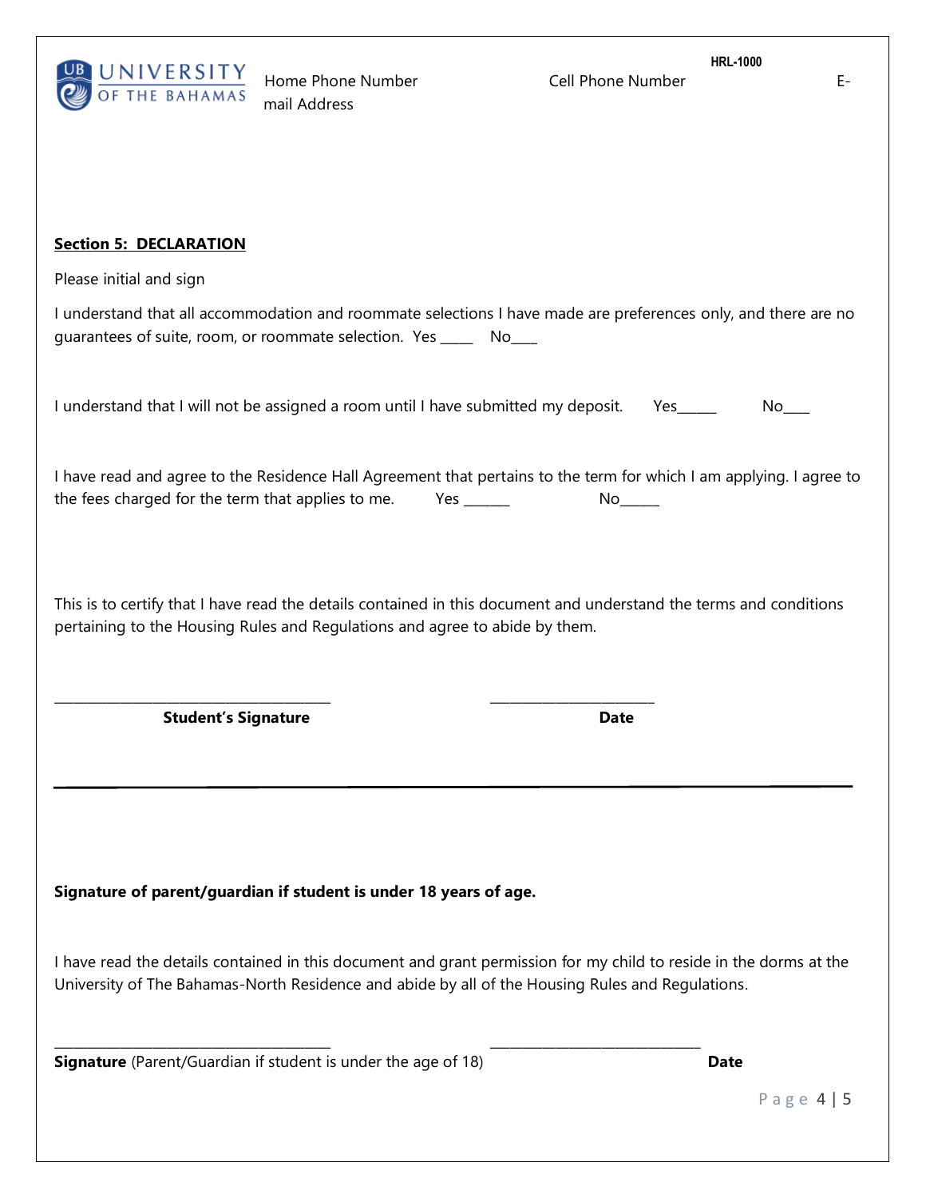HRL-1000

Home Phone Number Cell Phone Number E-mail Address

**Section 5: DECLARATION**

Please initial and sign

I understand that all accommodation and roommate selections I have made are preferences only, and there are no guarantees of suite, room, or roommate selection. Yes _____ No____

I understand that I will not be assigned a room until I have submitted my deposit. Yes______ No____

I have read and agree to the Residence Hall Agreement that pertains to the term for which I am applying. I agree to the fees charged for the term that applies to me. Yes _______ No______

This is to certify that I have read the details contained in this document and understand the terms and conditions pertaining to the Housing Rules and Regulations and agree to abide by them.

_______________________________________ _______________________

**Student's Signature** **Date**

---

**Signature of parent/guardian if student is under 18 years of age.**

I have read the details contained in this document and grant permission for my child to reside in the dorms at the University of The Bahamas-North Residence and abide by all of the Housing Rules and Regulations.

_______________________________________ ______________________________

**Signature** (Parent/Guardian if student is under the age of 18) **Date**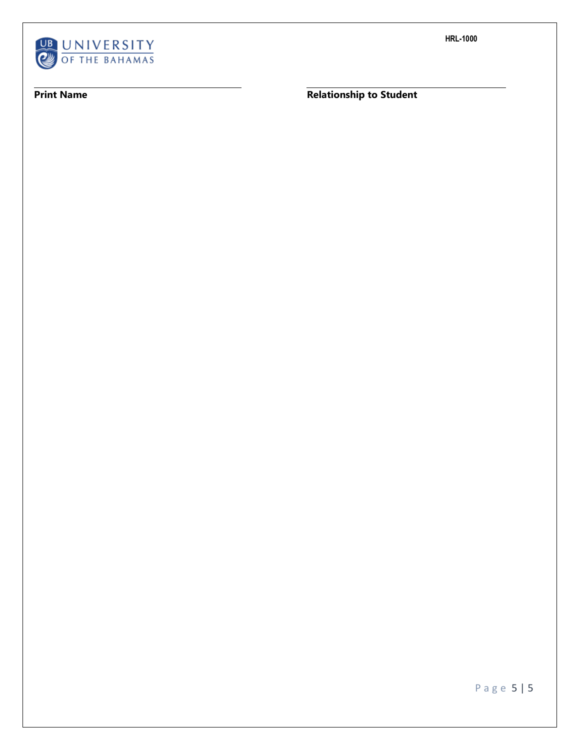| | |
|---|---|
| ______________________________ | ______________________________ |
| **Print Name** | **Relationship to Student** |